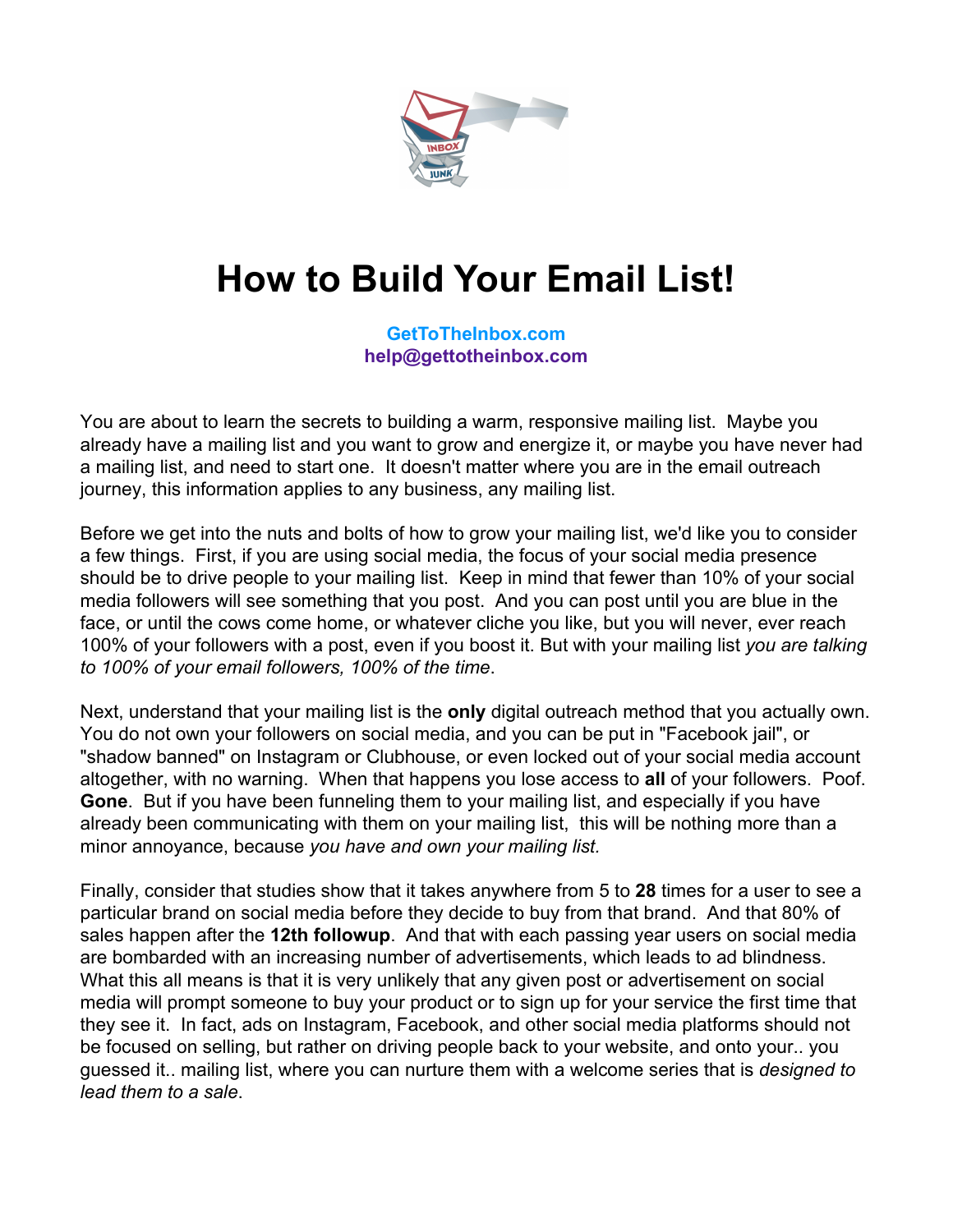# How to Build Your Email List!

**GetToTheInbox.com**
**help@gettotheinbox.com**

You are about to learn the secrets to building a warm, responsive mailing list. Maybe you already have a mailing list and you want to grow and energize it, or maybe you have never had a mailing list, and need to start one. It doesn't matter where you are in the email outreach journey, this information applies to any business, any mailing list.

Before we get into the nuts and bolts of how to grow your mailing list, we'd like you to consider a few things. First, if you are using social media, the focus of your social media presence should be to drive people to your mailing list. Keep in mind that fewer than 10% of your social media followers will see something that you post. And you can post until you are blue in the face, or until the cows come home, or whatever cliche you like, but you will never, ever reach 100% of your followers with a post, even if you boost it. But with your mailing list *you are talking to 100% of your email followers, 100% of the time*.

Next, understand that your mailing list is the **only** digital outreach method that you actually own. You do not own your followers on social media, and you can be put in "Facebook jail", or "shadow banned" on Instagram or Clubhouse, or even locked out of your social media account altogether, with no warning. When that happens you lose access to **all** of your followers. Poof. **Gone**. But if you have been funneling them to your mailing list, and especially if you have already been communicating with them on your mailing list, this will be nothing more than a minor annoyance, because *you have and own your mailing list.*

Finally, consider that studies show that it takes anywhere from 5 to **28** times for a user to see a particular brand on social media before they decide to buy from that brand. And that 80% of sales happen after the **12th followup**. And that with each passing year users on social media are bombarded with an increasing number of advertisements, which leads to ad blindness. What this all means is that it is very unlikely that any given post or advertisement on social media will prompt someone to buy your product or to sign up for your service the first time that they see it. In fact, ads on Instagram, Facebook, and other social media platforms should not be focused on selling, but rather on driving people back to your website, and onto your.. you guessed it.. mailing list, where you can nurture them with a welcome series that is *designed to lead them to a sale*.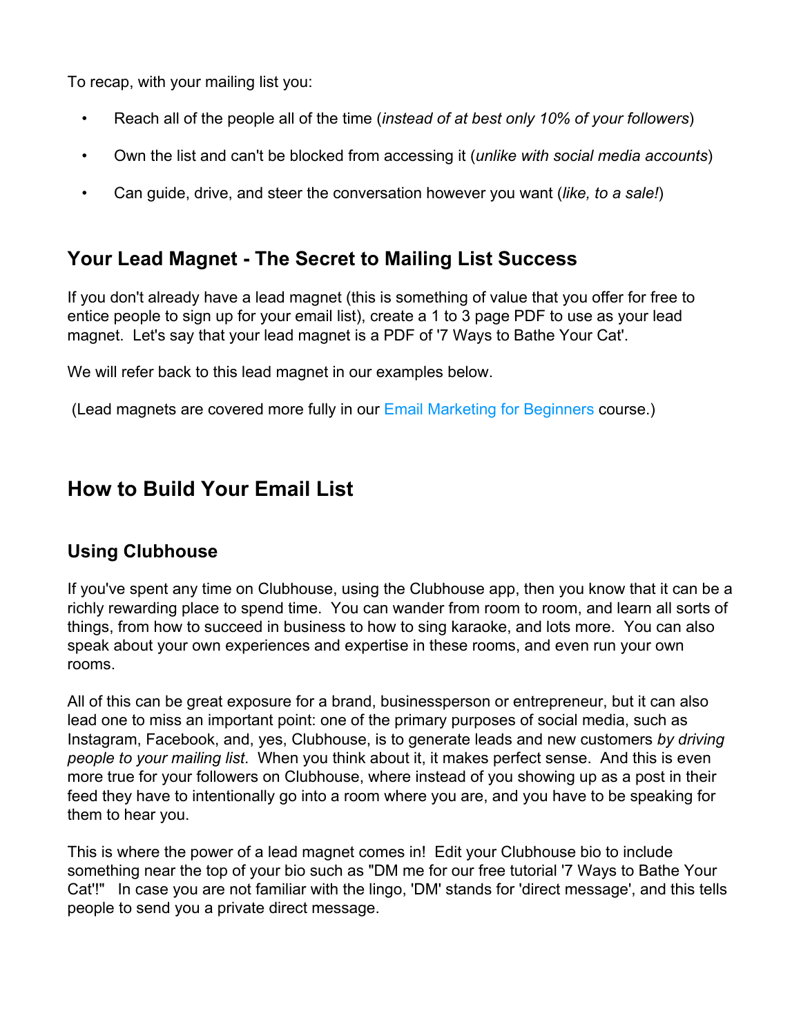To recap, with your mailing list you:

- Reach all of the people all of the time (*instead of at best only 10% of your followers*)
- Own the list and can't be blocked from accessing it (*unlike with social media accounts*)
- Can guide, drive, and steer the conversation however you want (*like, to a sale!*)

## Your Lead Magnet - The Secret to Mailing List Success

If you don't already have a lead magnet (this is something of value that you offer for free to entice people to sign up for your email list), create a 1 to 3 page PDF to use as your lead magnet. Let's say that your lead magnet is a PDF of '7 Ways to Bathe Your Cat'.

We will refer back to this lead magnet in our examples below.

(Lead magnets are covered more fully in our Email Marketing for Beginners course.)

# How to Build Your Email List

## Using Clubhouse

If you've spent any time on Clubhouse, using the Clubhouse app, then you know that it can be a richly rewarding place to spend time. You can wander from room to room, and learn all sorts of things, from how to succeed in business to how to sing karaoke, and lots more. You can also speak about your own experiences and expertise in these rooms, and even run your own rooms.

All of this can be great exposure for a brand, businessperson or entrepreneur, but it can also lead one to miss an important point: one of the primary purposes of social media, such as Instagram, Facebook, and, yes, Clubhouse, is to generate leads and new customers *by driving people to your mailing list*. When you think about it, it makes perfect sense. And this is even more true for your followers on Clubhouse, where instead of you showing up as a post in their feed they have to intentionally go into a room where you are, and you have to be speaking for them to hear you.

This is where the power of a lead magnet comes in! Edit your Clubhouse bio to include something near the top of your bio such as "DM me for our free tutorial '7 Ways to Bathe Your Cat'!" In case you are not familiar with the lingo, 'DM' stands for 'direct message', and this tells people to send you a private direct message.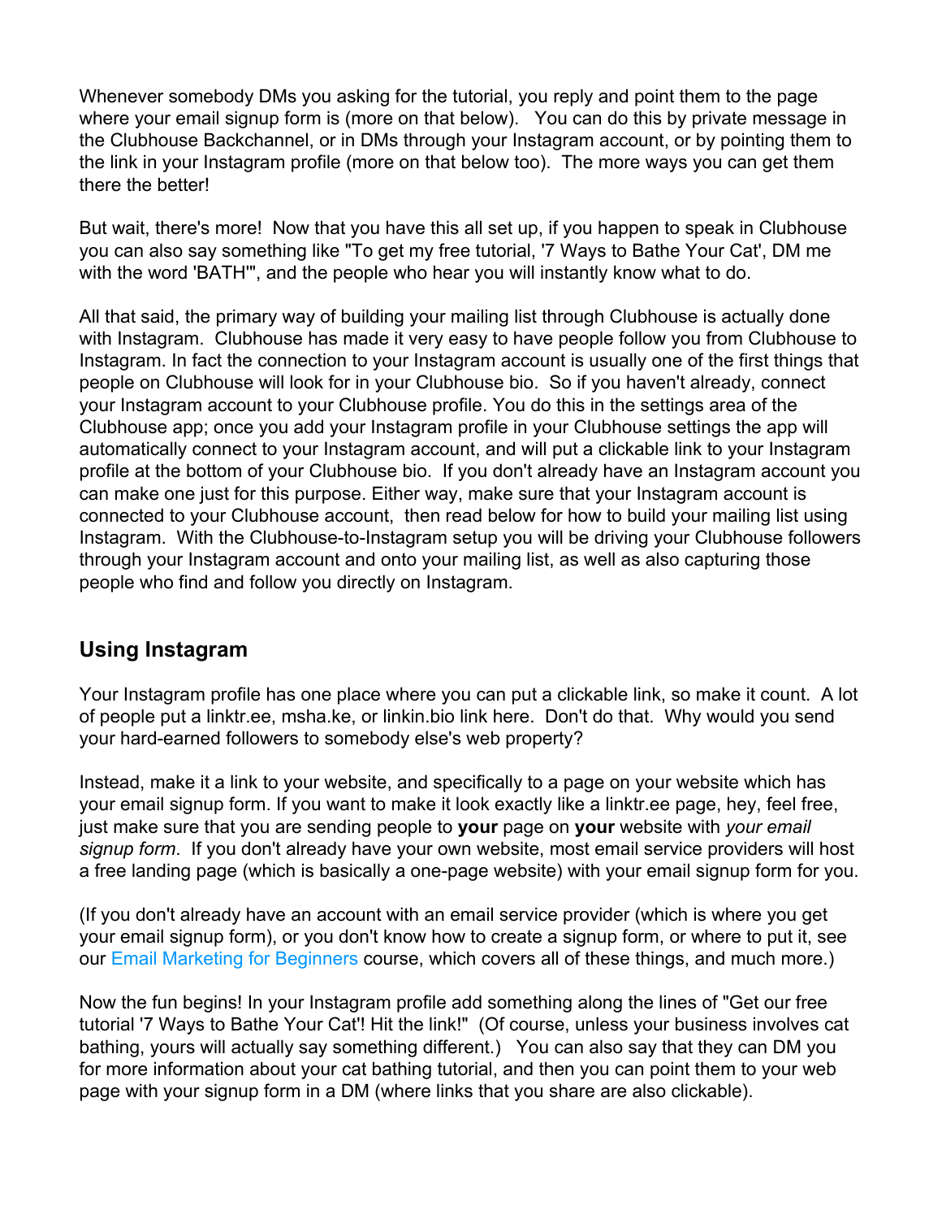Whenever somebody DMs you asking for the tutorial, you reply and point them to the page where your email signup form is (more on that below). You can do this by private message in the Clubhouse Backchannel, or in DMs through your Instagram account, or by pointing them to the link in your Instagram profile (more on that below too). The more ways you can get them there the better!

But wait, there's more! Now that you have this all set up, if you happen to speak in Clubhouse you can also say something like "To get my free tutorial, '7 Ways to Bathe Your Cat', DM me with the word 'BATH'", and the people who hear you will instantly know what to do.

All that said, the primary way of building your mailing list through Clubhouse is actually done with Instagram. Clubhouse has made it very easy to have people follow you from Clubhouse to Instagram. In fact the connection to your Instagram account is usually one of the first things that people on Clubhouse will look for in your Clubhouse bio. So if you haven't already, connect your Instagram account to your Clubhouse profile. You do this in the settings area of the Clubhouse app; once you add your Instagram profile in your Clubhouse settings the app will automatically connect to your Instagram account, and will put a clickable link to your Instagram profile at the bottom of your Clubhouse bio. If you don't already have an Instagram account you can make one just for this purpose. Either way, make sure that your Instagram account is connected to your Clubhouse account, then read below for how to build your mailing list using Instagram. With the Clubhouse-to-Instagram setup you will be driving your Clubhouse followers through your Instagram account and onto your mailing list, as well as also capturing those people who find and follow you directly on Instagram.

## Using Instagram

Your Instagram profile has one place where you can put a clickable link, so make it count. A lot of people put a linktr.ee, msha.ke, or linkin.bio link here. Don't do that. Why would you send your hard-earned followers to somebody else's web property?

Instead, make it a link to your website, and specifically to a page on your website which has your email signup form. If you want to make it look exactly like a linktr.ee page, hey, feel free, just make sure that you are sending people to **your** page on **your** website with *your email signup form*. If you don't already have your own website, most email service providers will host a free landing page (which is basically a one-page website) with your email signup form for you.

(If you don't already have an account with an email service provider (which is where you get your email signup form), or you don't know how to create a signup form, or where to put it, see our Email Marketing for Beginners course, which covers all of these things, and much more.)

Now the fun begins! In your Instagram profile add something along the lines of "Get our free tutorial '7 Ways to Bathe Your Cat'! Hit the link!" (Of course, unless your business involves cat bathing, yours will actually say something different.) You can also say that they can DM you for more information about your cat bathing tutorial, and then you can point them to your web page with your signup form in a DM (where links that you share are also clickable).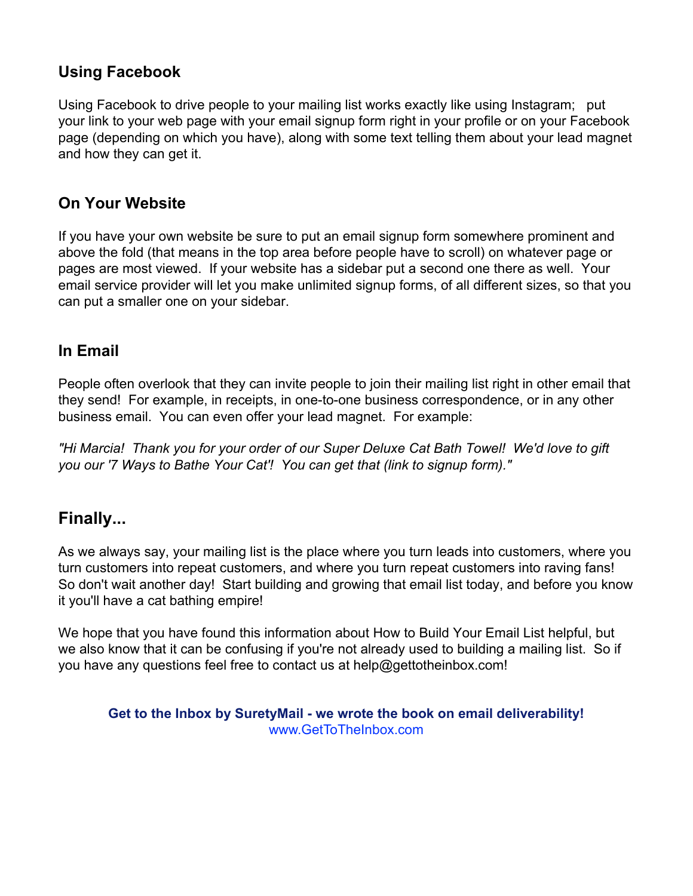### Using Facebook

Using Facebook to drive people to your mailing list works exactly like using Instagram; put your link to your web page with your email signup form right in your profile or on your Facebook page (depending on which you have), along with some text telling them about your lead magnet and how they can get it.

### On Your Website

If you have your own website be sure to put an email signup form somewhere prominent and above the fold (that means in the top area before people have to scroll) on whatever page or pages are most viewed. If your website has a sidebar put a second one there as well. Your email service provider will let you make unlimited signup forms, of all different sizes, so that you can put a smaller one on your sidebar.

### In Email

People often overlook that they can invite people to join their mailing list right in other email that they send! For example, in receipts, in one-to-one business correspondence, or in any other business email. You can even offer your lead magnet. For example:

*"Hi Marcia! Thank you for your order of our Super Deluxe Cat Bath Towel! We'd love to gift you our '7 Ways to Bathe Your Cat'! You can get that (link to signup form)."*

## Finally...

As we always say, your mailing list is the place where you turn leads into customers, where you turn customers into repeat customers, and where you turn repeat customers into raving fans! So don't wait another day! Start building and growing that email list today, and before you know it you'll have a cat bathing empire!

We hope that you have found this information about How to Build Your Email List helpful, but we also know that it can be confusing if you're not already used to building a mailing list. So if you have any questions feel free to contact us at help@gettotheinbox.com!

**Get to the Inbox by SuretyMail - we wrote the book on email deliverability!**
www.GetToTheInbox.com